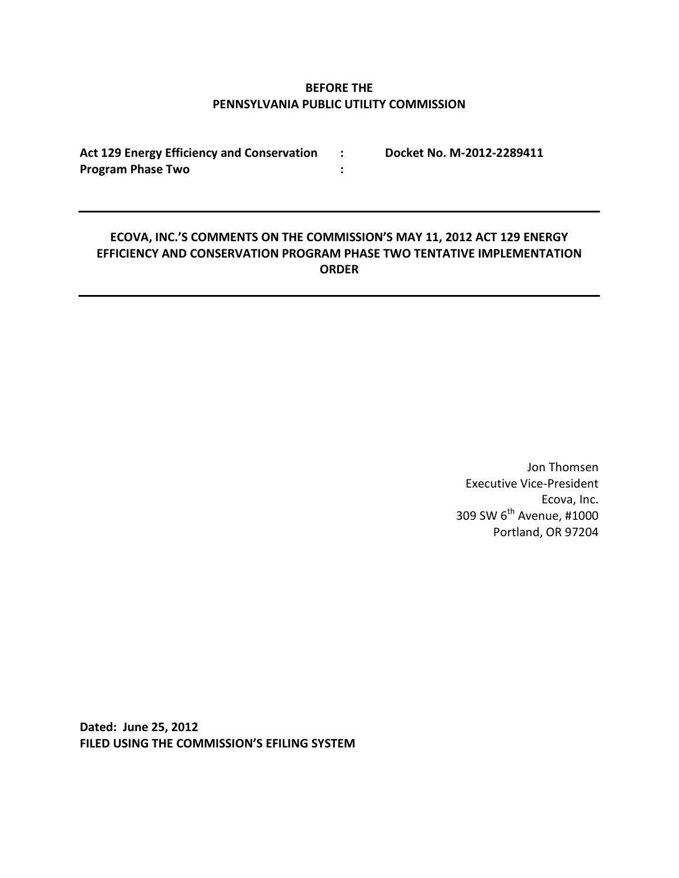**BEFORE THE**
**PENNSYLVANIA PUBLIC UTILITY COMMISSION**

| | | |
|---|---|---|
| **Act 129 Energy Efficiency and Conservation Program Phase Two** | : | **Docket No. M-2012-2289411** |

---

# ECOVA, INC.'S COMMENTS ON THE COMMISSION'S MAY 11, 2012 ACT 129 ENERGY EFFICIENCY AND CONSERVATION PROGRAM PHASE TWO TENTATIVE IMPLEMENTATION ORDER

---

Jon Thomsen
Executive Vice-President
Ecova, Inc.
309 SW 6th Avenue, #1000
Portland, OR 97204

**Dated: June 25, 2012**
**FILED USING THE COMMISSION'S EFILING SYSTEM**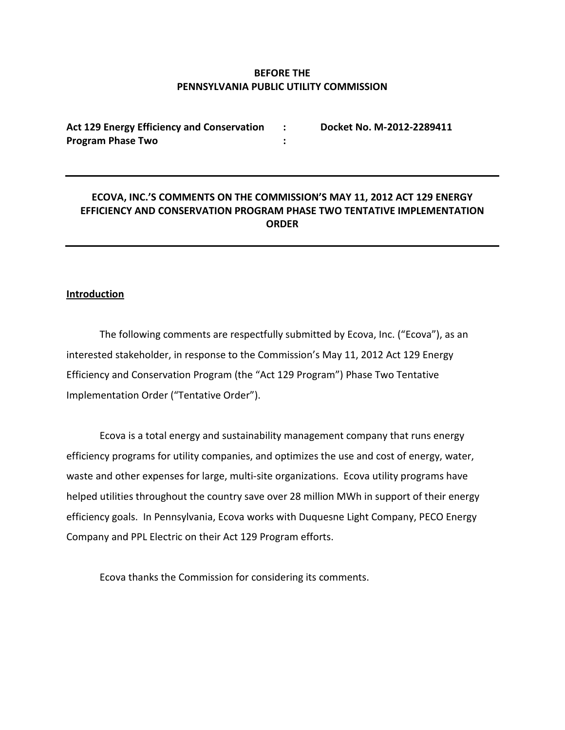**BEFORE THE**
**PENNSYLVANIA PUBLIC UTILITY COMMISSION**

| | | |
|---|---|---|
| **Act 129 Energy Efficiency and Conservation Program Phase Two** | **:** **:** | **Docket No. M-2012-2289411** |

---

**ECOVA, INC.'S COMMENTS ON THE COMMISSION'S MAY 11, 2012 ACT 129 ENERGY EFFICIENCY AND CONSERVATION PROGRAM PHASE TWO TENTATIVE IMPLEMENTATION ORDER**

---

**Introduction**

The following comments are respectfully submitted by Ecova, Inc. ("Ecova"), as an interested stakeholder, in response to the Commission's May 11, 2012 Act 129 Energy Efficiency and Conservation Program (the "Act 129 Program") Phase Two Tentative Implementation Order ("Tentative Order").

Ecova is a total energy and sustainability management company that runs energy efficiency programs for utility companies, and optimizes the use and cost of energy, water, waste and other expenses for large, multi-site organizations. Ecova utility programs have helped utilities throughout the country save over 28 million MWh in support of their energy efficiency goals. In Pennsylvania, Ecova works with Duquesne Light Company, PECO Energy Company and PPL Electric on their Act 129 Program efforts.

Ecova thanks the Commission for considering its comments.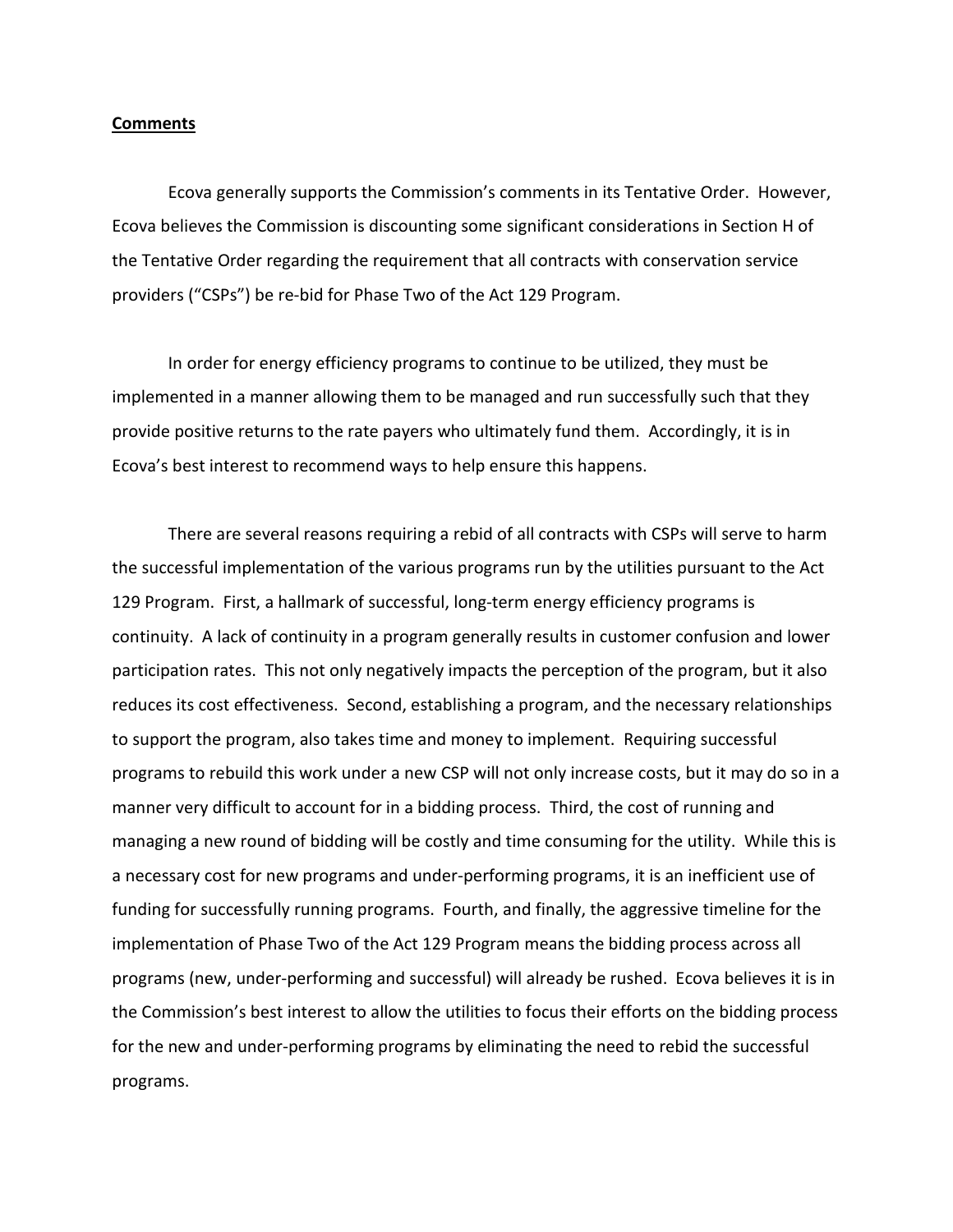**Comments**

Ecova generally supports the Commission's comments in its Tentative Order. However, Ecova believes the Commission is discounting some significant considerations in Section H of the Tentative Order regarding the requirement that all contracts with conservation service providers ("CSPs") be re-bid for Phase Two of the Act 129 Program.

In order for energy efficiency programs to continue to be utilized, they must be implemented in a manner allowing them to be managed and run successfully such that they provide positive returns to the rate payers who ultimately fund them. Accordingly, it is in Ecova's best interest to recommend ways to help ensure this happens.

There are several reasons requiring a rebid of all contracts with CSPs will serve to harm the successful implementation of the various programs run by the utilities pursuant to the Act 129 Program. First, a hallmark of successful, long-term energy efficiency programs is continuity. A lack of continuity in a program generally results in customer confusion and lower participation rates. This not only negatively impacts the perception of the program, but it also reduces its cost effectiveness. Second, establishing a program, and the necessary relationships to support the program, also takes time and money to implement. Requiring successful programs to rebuild this work under a new CSP will not only increase costs, but it may do so in a manner very difficult to account for in a bidding process. Third, the cost of running and managing a new round of bidding will be costly and time consuming for the utility. While this is a necessary cost for new programs and under-performing programs, it is an inefficient use of funding for successfully running programs. Fourth, and finally, the aggressive timeline for the implementation of Phase Two of the Act 129 Program means the bidding process across all programs (new, under-performing and successful) will already be rushed. Ecova believes it is in the Commission's best interest to allow the utilities to focus their efforts on the bidding process for the new and under-performing programs by eliminating the need to rebid the successful programs.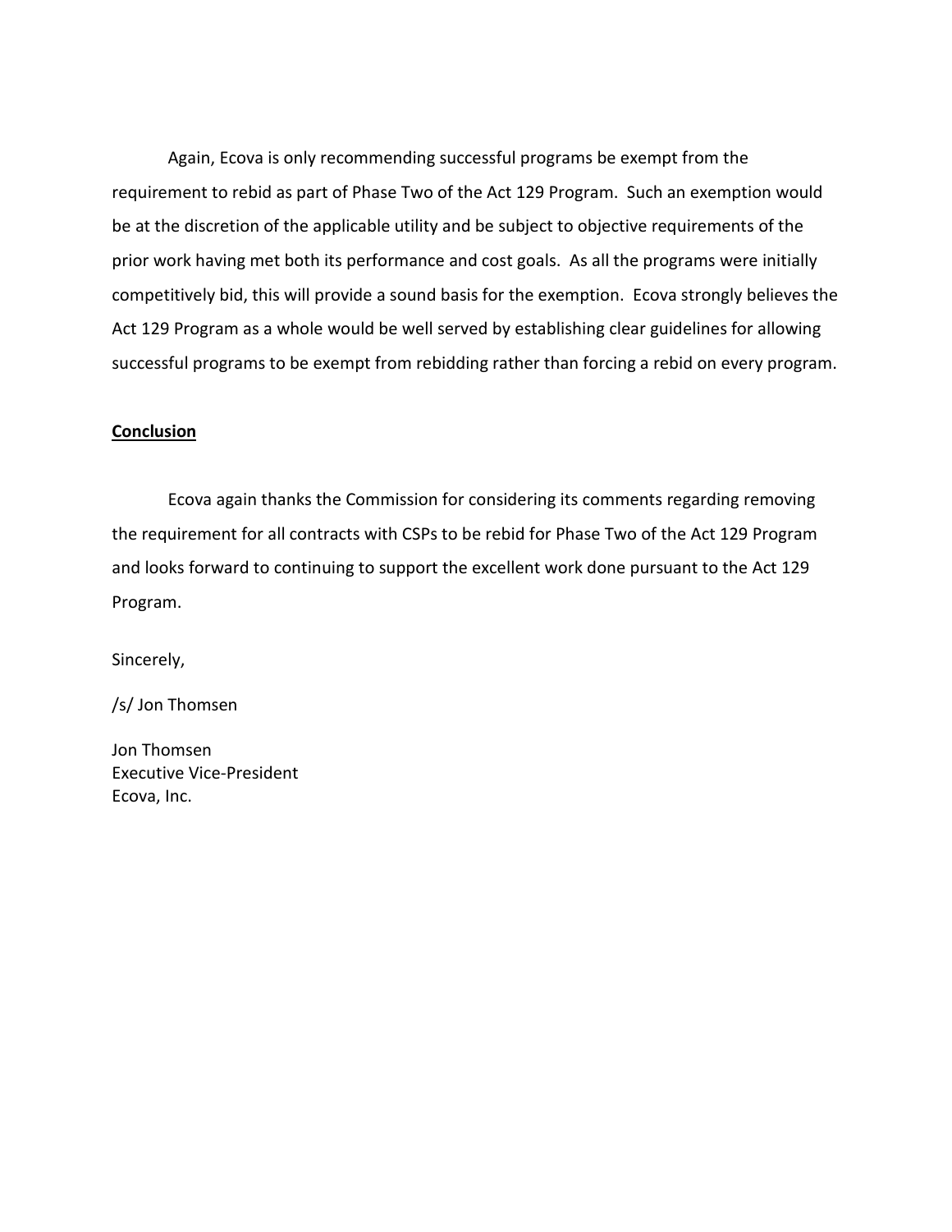Again, Ecova is only recommending successful programs be exempt from the requirement to rebid as part of Phase Two of the Act 129 Program. Such an exemption would be at the discretion of the applicable utility and be subject to objective requirements of the prior work having met both its performance and cost goals. As all the programs were initially competitively bid, this will provide a sound basis for the exemption. Ecova strongly believes the Act 129 Program as a whole would be well served by establishing clear guidelines for allowing successful programs to be exempt from rebidding rather than forcing a rebid on every program.

**<u>Conclusion</u>**

Ecova again thanks the Commission for considering its comments regarding removing the requirement for all contracts with CSPs to be rebid for Phase Two of the Act 129 Program and looks forward to continuing to support the excellent work done pursuant to the Act 129 Program.

Sincerely,

/s/ Jon Thomsen

Jon Thomsen
Executive Vice-President
Ecova, Inc.